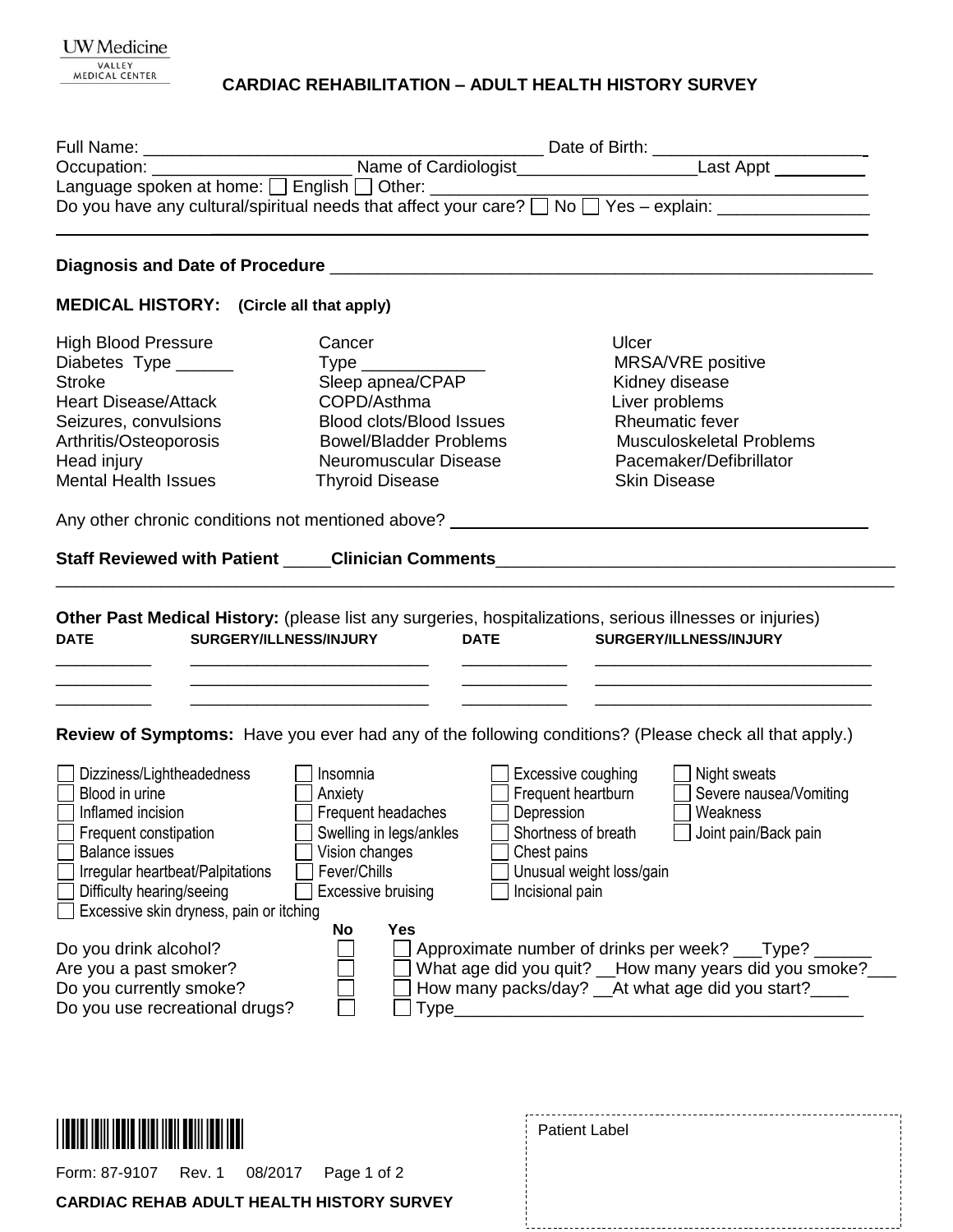UW Medicine
VALLEY MEDICAL CENTER

# CARDIAC REHABILITATION – ADULT HEALTH HISTORY SURVEY

Full Name: _______________________________________ Date of Birth: ______________________

Occupation: ______________________ Name of Cardiologist___________________Last Appt __________

Language spoken at home: ☐ English ☐ Other: ____________________________________________

Do you have any cultural/spiritual needs that affect your care? ☐ No ☐ Yes – explain: ________________

______________________________________________________________________________

**Diagnosis and Date of Procedure** ______________________________________________________

## MEDICAL HISTORY: (Circle all that apply)

| | | |
|---|---|---|
| High Blood Pressure | Cancer | Ulcer |
| Diabetes Type ______ | Type _____________ | MRSA/VRE positive |
| Stroke | Sleep apnea/CPAP | Kidney disease |
| Heart Disease/Attack | COPD/Asthma | Liver problems |
| Seizures, convulsions | Blood clots/Blood Issues | Rheumatic fever |
| Arthritis/Osteoporosis | Bowel/Bladder Problems | Musculoskeletal Problems |
| Head injury | Neuromuscular Disease | Pacemaker/Defibrillator |
| Mental Health Issues | Thyroid Disease | Skin Disease |

Any other chronic conditions not mentioned above? ____________________________________________

**Staff Reviewed with Patient** _____**Clinician Comments**__________________________________________

______________________________________________________________________________

**Other Past Medical History:** (please list any surgeries, hospitalizations, serious illnesses or injuries)

| DATE | SURGERY/ILLNESS/INJURY | DATE | SURGERY/ILLNESS/INJURY |
|---|---|---|---|
| __________ | __________________________ | ___________ | ______________________________ |
| __________ | __________________________ | ___________ | ______________________________ |
| __________ | __________________________ | ___________ | ______________________________ |

**Review of Symptoms:** Have you ever had any of the following conditions? (Please check all that apply.)

| | | | |
|---|---|---|---|
| ☐ Dizziness/Lightheadedness | ☐ Insomnia | ☐ Excessive coughing | ☐ Night sweats |
| ☐ Blood in urine | ☐ Anxiety | ☐ Frequent heartburn | ☐ Severe nausea/Vomiting |
| ☐ Inflamed incision | ☐ Frequent headaches | ☐ Depression | ☐ Weakness |
| ☐ Frequent constipation | ☐ Swelling in legs/ankles | ☐ Shortness of breath | ☐ Joint pain/Back pain |
| ☐ Balance issues | ☐ Vision changes | ☐ Chest pains | |
| ☐ Irregular heartbeat/Palpitations | ☐ Fever/Chills | ☐ Unusual weight loss/gain | |
| ☐ Difficulty hearing/seeing | ☐ Excessive bruising | ☐ Incisional pain | |
| ☐ Excessive skin dryness, pain or itching | | | |

| | No | Yes | |
|---|---|---|---|
| Do you drink alcohol? | ☐ | ☐ | Approximate number of drinks per week? ___Type? ______ |
| Are you a past smoker? | ☐ | ☐ | What age did you quit? __How many years did you smoke?___ |
| Do you currently smoke? | ☐ | ☐ | How many packs/day? __At what age did you start?____ |
| Do you use recreational drugs? | ☐ | ☐ | Type__________________________________________ |

Form: 87-9107 Rev. 1 08/2017

**CARDIAC REHAB ADULT HEALTH HISTORY SURVEY**

Patient Label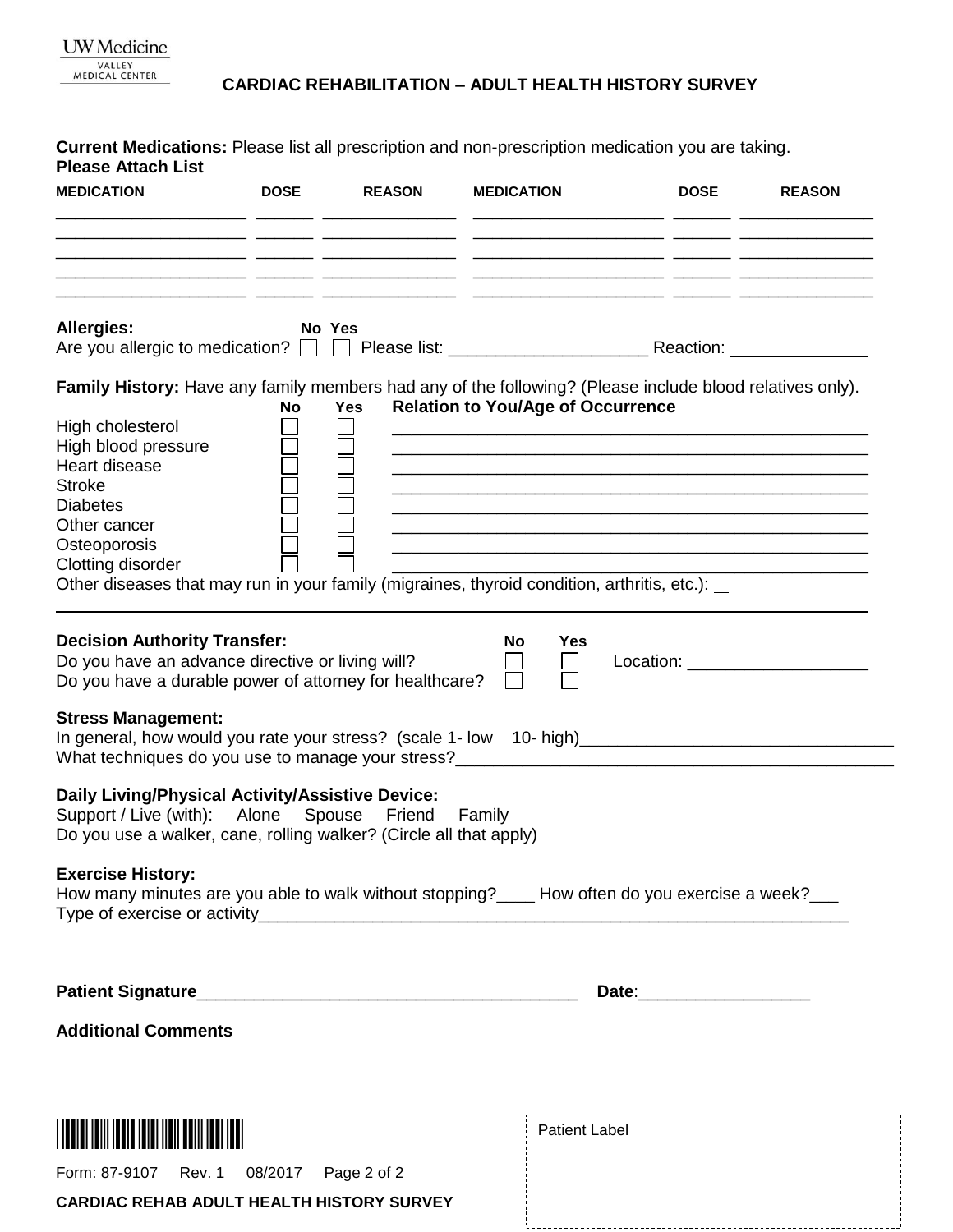UW Medicine
VALLEY MEDICAL CENTER

# CARDIAC REHABILITATION – ADULT HEALTH HISTORY SURVEY

**Current Medications:** Please list all prescription and non-prescription medication you are taking.
**Please Attach List**

| MEDICATION | DOSE | REASON | MEDICATION | DOSE | REASON |
|---|---|---|---|---|---|
| | | | | | |
| | | | | | |
| | | | | | |
| | | | | | |

**Allergies:**

| | No | Yes | |
|---|---|---|---|
| Are you allergic to medication? | ☐ | ☐ | Please list: _____________________ Reaction: _______________ |

**Family History:** Have any family members had any of the following? (Please include blood relatives only).

| | No | Yes | Relation to You/Age of Occurrence |
|---|---|---|---|
| High cholesterol | ☐ | ☐ | |
| High blood pressure | ☐ | ☐ | |
| Heart disease | ☐ | ☐ | |
| Stroke | ☐ | ☐ | |
| Diabetes | ☐ | ☐ | |
| Other cancer | ☐ | ☐ | |
| Osteoporosis | ☐ | ☐ | |
| Clotting disorder | ☐ | ☐ | |

Other diseases that may run in your family (migraines, thyroid condition, arthritis, etc.): _

_______________________________________________________________

**Decision Authority Transfer:**

| | No | Yes | |
|---|---|---|---|
| Do you have an advance directive or living will? | ☐ | ☐ | Location: ___________________ |
| Do you have a durable power of attorney for healthcare? | ☐ | ☐ | |

**Stress Management:**
In general, how would you rate your stress? (scale 1- low 10- high)_________________________________
What techniques do you use to manage your stress?_______________________________________________

**Daily Living/Physical Activity/Assistive Device:**
Support / Live (with): Alone Spouse Friend Family
Do you use a walker, cane, rolling walker? (Circle all that apply)

**Exercise History:**
How many minutes are you able to walk without stopping?____ How often do you exercise a week?___
Type of exercise or activity_________________________________________________________________

**Patient Signature**_________________________________________ **Date**:__________________

**Additional Comments**

Patient Label

Form: 87-9107 Rev. 1 08/2017

**CARDIAC REHAB ADULT HEALTH HISTORY SURVEY**